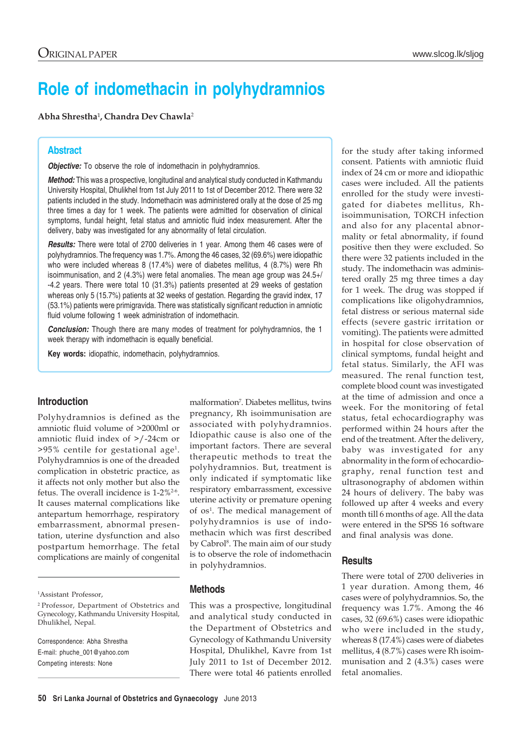# Role of indomethacin in polyhydramnios

**Abha Shrestha**[1], **Chandra Dev Chawla**[2]

## Abstract

***Objective:*** To observe the role of indomethacin in polyhydramnios.

***Method:*** This was a prospective, longitudinal and analytical study conducted in Kathmandu University Hospital, Dhulikhel from 1st July 2011 to 1st of December 2012. There were 32 patients included in the study. Indomethacin was administered orally at the dose of 25 mg three times a day for 1 week. The patients were admitted for observation of clinical symptoms, fundal height, fetal status and amniotic fluid index measurement. After the delivery, baby was investigated for any abnormality of fetal circulation.

***Results:*** There were total of 2700 deliveries in 1 year. Among them 46 cases were of polyhydramnios. The frequency was 1.7%. Among the 46 cases, 32 (69.6%) were idiopathic who were included whereas 8 (17.4%) were of diabetes mellitus, 4 (8.7%) were Rh isoimmunisation, and 2 (4.3%) were fetal anomalies. The mean age group was 24.5+/-4.2 years. There were total 10 (31.3%) patients presented at 29 weeks of gestation whereas only 5 (15.7%) patients at 32 weeks of gestation. Regarding the gravid index, 17 (53.1%) patients were primigravida. There was statistically significant reduction in amniotic fluid volume following 1 week administration of indomethacin.

***Conclusion:*** Though there are many modes of treatment for polyhydramnios, the 1 week therapy with indomethacin is equally beneficial.

**Key words:** idiopathic, indomethacin, polyhydramnios.

## Introduction

Polyhydramnios is defined as the amniotic fluid volume of >2000ml or amniotic fluid index of >/-24cm or >95% centile for gestational age[1]. Polyhydramnios is one of the dreaded complication in obstetric practice, as it affects not only mother but also the fetus. The overall incidence is 1-2%[2-6]. It causes maternal complications like antepartum hemorrhage, respiratory embarrassment, abnormal presentation, uterine dysfunction and also postpartum hemorrhage. The fetal complications are mainly of congenital malformation[7]. Diabetes mellitus, twins pregnancy, Rh isoimmunisation are associated with polyhydramnios. Idiopathic cause is also one of the important factors. There are several therapeutic methods to treat the polyhydramnios. But, treatment is only indicated if symptomatic like respiratory embarrassment, excessive uterine activity or premature opening of os[1]. The medical management of polyhydramnios is use of indomethacin which was first described by Cabrol[8]. The main aim of our study is to observe the role of indomethacin in polyhydramnios.

[1]Assistant Professor,

[2]Professor, Department of Obstetrics and Gynecology, Kathmandu University Hospital, Dhulikhel, Nepal.

Correspondence: Abha Shrestha
E-mail: phuche_001@yahoo.com
Competing interests: None

## Methods

This was a prospective, longitudinal and analytical study conducted in the Department of Obstetrics and Gynecology of Kathmandu University Hospital, Dhulikhel, Kavre from 1st July 2011 to 1st of December 2012. There were total 46 patients enrolled for the study after taking informed consent. Patients with amniotic fluid index of 24 cm or more and idiopathic cases were included. All the patients enrolled for the study were investigated for diabetes mellitus, Rh-isoimmunisation, TORCH infection and also for any placental abnormality or fetal abnormality, if found positive then they were excluded. So there were 32 patients included in the study. The indomethacin was administered orally 25 mg three times a day for 1 week. The drug was stopped if complications like oligohydramnios, fetal distress or serious maternal side effects (severe gastric irritation or vomiting). The patients were admitted in hospital for close observation of clinical symptoms, fundal height and fetal status. Similarly, the AFI was measured. The renal function test, complete blood count was investigated at the time of admission and once a week. For the monitoring of fetal status, fetal echocardiography was performed within 24 hours after the end of the treatment. After the delivery, baby was investigated for any abnormality in the form of echocardiography, renal function test and ultrasonography of abdomen within 24 hours of delivery. The baby was followed up after 4 weeks and every month till 6 months of age. All the data were entered in the SPSS 16 software and final analysis was done.

## Results

There were total of 2700 deliveries in 1 year duration. Among them, 46 cases were of polyhydramnios. So, the frequency was 1.7%. Among the 46 cases, 32 (69.6%) cases were idiopathic who were included in the study, whereas 8 (17.4%) cases were of diabetes mellitus, 4 (8.7%) cases were Rh isoimmunisation and 2 (4.3%) cases were fetal anomalies.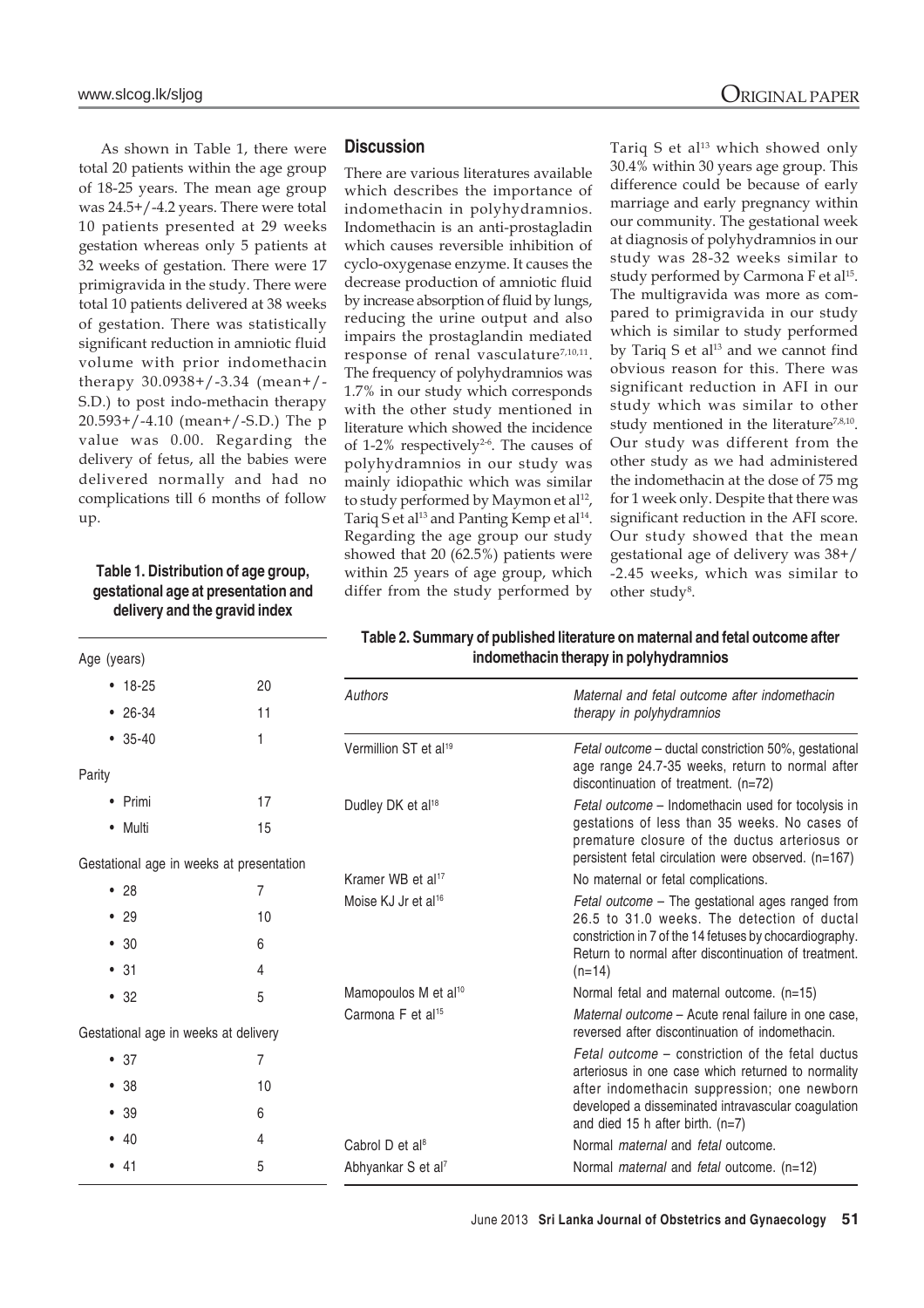As shown in Table 1, there were total 20 patients within the age group of 18-25 years. The mean age group was 24.5+/-4.2 years. There were total 10 patients presented at 29 weeks gestation whereas only 5 patients at 32 weeks of gestation. There were 17 primigravida in the study. There were total 10 patients delivered at 38 weeks of gestation. There was statistically significant reduction in amniotic fluid volume with prior indomethacin therapy 30.0938+/-3.34 (mean+/-S.D.) to post indo-methacin therapy 20.593+/-4.10 (mean+/-S.D.) The p value was 0.00. Regarding the delivery of fetus, all the babies were delivered normally and had no complications till 6 months of follow up.

**Table 1. Distribution of age group, gestational age at presentation and delivery and the gravid index**

| | |
|---|---|
| Age (years) | |
| • 18-25 | 20 |
| • 26-34 | 11 |
| • 35-40 | 1 |
| Parity | |
| • Primi | 17 |
| • Multi | 15 |
| Gestational age in weeks at presentation | |
| • 28 | 7 |
| • 29 | 10 |
| • 30 | 6 |
| • 31 | 4 |
| • 32 | 5 |
| Gestational age in weeks at delivery | |
| • 37 | 7 |
| • 38 | 10 |
| • 39 | 6 |
| • 40 | 4 |
| • 41 | 5 |

## Discussion

There are various literatures available which describes the importance of indomethacin in polyhydramnios. Indomethacin is an anti-prostagladin which causes reversible inhibition of cyclo-oxygenase enzyme. It causes the decrease production of amniotic fluid by increase absorption of fluid by lungs, reducing the urine output and also impairs the prostaglandin mediated response of renal vasculature[7,10,11]. The frequency of polyhydramnios was 1.7% in our study which corresponds with the other study mentioned in literature which showed the incidence of 1-2% respectively[2-6]. The causes of polyhydramnios in our study was mainly idiopathic which was similar to study performed by Maymon et al[12], Tariq S et al[13] and Panting Kemp et al[14]. Regarding the age group our study showed that 20 (62.5%) patients were within 25 years of age group, which differ from the study performed by Tariq S et al[13] which showed only 30.4% within 30 years age group. This difference could be because of early marriage and early pregnancy within our community. The gestational week at diagnosis of polyhydramnios in our study was 28-32 weeks similar to study performed by Carmona F et al[15]. The multigravida was more as compared to primigravida in our study which is similar to study performed by Tariq S et al[13] and we cannot find obvious reason for this. There was significant reduction in AFI in our study which was similar to other study mentioned in the literature[7,8,10]. Our study was different from the other study as we had administered the indomethacin at the dose of 75 mg for 1 week only. Despite that there was significant reduction in the AFI score. Our study showed that the mean gestational age of delivery was 38+/-2.45 weeks, which was similar to other study[8].

**Table 2. Summary of published literature on maternal and fetal outcome after indomethacin therapy in polyhydramnios**

| *Authors* | *Maternal and fetal outcome after indomethacin therapy in polyhydramnios* |
|---|---|
| Vermillion ST et al[19] | *Fetal outcome* – ductal constriction 50%, gestational age range 24.7-35 weeks, return to normal after discontinuation of treatment. (n=72) |
| Dudley DK et al[18] | *Fetal outcome* – Indomethacin used for tocolysis in gestations of less than 35 weeks. No cases of premature closure of the ductus arteriosus or persistent fetal circulation were observed. (n=167) |
| Kramer WB et al[17] | No maternal or fetal complications. |
| Moise KJ Jr et al[16] | *Fetal outcome* – The gestational ages ranged from 26.5 to 31.0 weeks. The detection of ductal constriction in 7 of the 14 fetuses by chocardiography. Return to normal after discontinuation of treatment. (n=14) |
| Mamopoulos M et al[10] | Normal fetal and maternal outcome. (n=15) |
| Carmona F et al[15] | *Maternal outcome* – Acute renal failure in one case, reversed after discontinuation of indomethacin. *Fetal outcome* – constriction of the fetal ductus arteriosus in one case which returned to normality after indomethacin suppression; one newborn developed a disseminated intravascular coagulation and died 15 h after birth. (n=7) |
| Cabrol D et al[8] | Normal *maternal* and *fetal* outcome. |
| Abhyankar S et al[7] | Normal *maternal* and *fetal* outcome. (n=12) |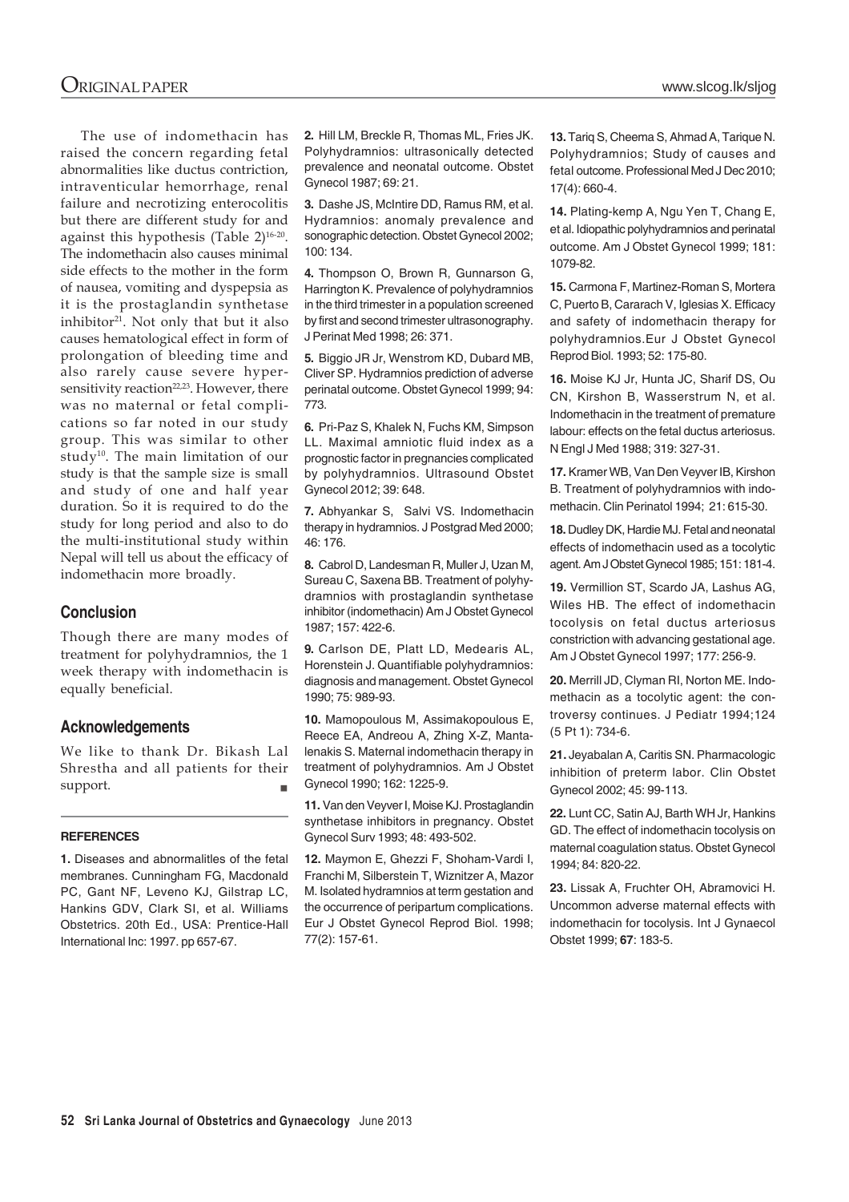The use of indomethacin has raised the concern regarding fetal abnormalities like ductus contriction, intraventicular hemorrhage, renal failure and necrotizing enterocolitis but there are different study for and against this hypothesis (Table 2)[16-20]. The indomethacin also causes minimal side effects to the mother in the form of nausea, vomiting and dyspepsia as it is the prostaglandin synthetase inhibitor[21]. Not only that but it also causes hematological effect in form of prolongation of bleeding time and also rarely cause severe hyper-sensitivity reaction[22,23]. However, there was no maternal or fetal complications so far noted in our study group. This was similar to other study[10]. The main limitation of our study is that the sample size is small and study of one and half year duration. So it is required to do the study for long period and also to do the multi-institutional study within Nepal will tell us about the efficacy of indomethacin more broadly.

## Conclusion

Though there are many modes of treatment for polyhydramnios, the 1 week therapy with indomethacin is equally beneficial.

## Acknowledgements

We like to thank Dr. Bikash Lal Shrestha and all patients for their support.

#### REFERENCES

**1.** Diseases and abnormalitles of the fetal membranes. Cunningham FG, Macdonald PC, Gant NF, Leveno KJ, Gilstrap LC, Hankins GDV, Clark SI, et al. Williams Obstetrics. 20th Ed., USA: Prentice-Hall International Inc: 1997. pp 657-67.

**2.** Hill LM, Breckle R, Thomas ML, Fries JK. Polyhydramnios: ultrasonically detected prevalence and neonatal outcome. Obstet Gynecol 1987; 69: 21.

**3.** Dashe JS, McIntire DD, Ramus RM, et al. Hydramnios: anomaly prevalence and sonographic detection. Obstet Gynecol 2002; 100: 134.

**4.** Thompson O, Brown R, Gunnarson G, Harrington K. Prevalence of polyhydramnios in the third trimester in a population screened by first and second trimester ultrasonography. J Perinat Med 1998; 26: 371.

**5.** Biggio JR Jr, Wenstrom KD, Dubard MB, Cliver SP. Hydramnios prediction of adverse perinatal outcome. Obstet Gynecol 1999; 94: 773.

**6.** Pri-Paz S, Khalek N, Fuchs KM, Simpson LL. Maximal amniotic fluid index as a prognostic factor in pregnancies complicated by polyhydramnios. Ultrasound Obstet Gynecol 2012; 39: 648.

**7.** Abhyankar S, Salvi VS. Indomethacin therapy in hydramnios. J Postgrad Med 2000; 46: 176.

**8.** Cabrol D, Landesman R, Muller J, Uzan M, Sureau C, Saxena BB. Treatment of polyhydramnios with prostaglandin synthetase inhibitor (indomethacin) Am J Obstet Gynecol 1987; 157: 422-6.

**9.** Carlson DE, Platt LD, Medearis AL, Horenstein J. Quantifiable polyhydramnios: diagnosis and management. Obstet Gynecol 1990; 75: 989-93.

**10.** Mamopoulous M, Assimakopoulous E, Reece EA, Andreou A, Zhing X-Z, Mantalenakis S. Maternal indomethacin therapy in treatment of polyhydramnios. Am J Obstet Gynecol 1990; 162: 1225-9.

**11.** Van den Veyver I, Moise KJ. Prostaglandin synthetase inhibitors in pregnancy. Obstet Gynecol Surv 1993; 48: 493-502.

**12.** Maymon E, Ghezzi F, Shoham-Vardi I, Franchi M, Silberstein T, Wiznitzer A, Mazor M. Isolated hydramnios at term gestation and the occurrence of peripartum complications. Eur J Obstet Gynecol Reprod Biol. 1998; 77(2): 157-61.

**13.** Tariq S, Cheema S, Ahmad A, Tarique N. Polyhydramnios; Study of causes and fetal outcome. Professional Med J Dec 2010; 17(4): 660-4.

**14.** Plating-kemp A, Ngu Yen T, Chang E, et al. Idiopathic polyhydramnios and perinatal outcome. Am J Obstet Gynecol 1999; 181: 1079-82.

**15.** Carmona F, Martinez-Roman S, Mortera C, Puerto B, Cararach V, Iglesias X. Efficacy and safety of indomethacin therapy for polyhydramnios.Eur J Obstet Gynecol Reprod Biol. 1993; 52: 175-80.

**16.** Moise KJ Jr, Hunta JC, Sharif DS, Ou CN, Kirshon B, Wasserstrum N, et al. Indomethacin in the treatment of premature labour: effects on the fetal ductus arteriosus. N Engl J Med 1988; 319: 327-31.

**17.** Kramer WB, Van Den Veyver IB, Kirshon B. Treatment of polyhydramnios with indomethacin. Clin Perinatol 1994; 21: 615-30.

**18.** Dudley DK, Hardie MJ. Fetal and neonatal effects of indomethacin used as a tocolytic agent. Am J Obstet Gynecol 1985; 151: 181-4.

**19.** Vermillion ST, Scardo JA, Lashus AG, Wiles HB. The effect of indomethacin tocolysis on fetal ductus arteriosus constriction with advancing gestational age. Am J Obstet Gynecol 1997; 177: 256-9.

**20.** Merrill JD, Clyman RI, Norton ME. Indomethacin as a tocolytic agent: the controversy continues. J Pediatr 1994;124 (5 Pt 1): 734-6.

**21.** Jeyabalan A, Caritis SN. Pharmacologic inhibition of preterm labor. Clin Obstet Gynecol 2002; 45: 99-113.

**22.** Lunt CC, Satin AJ, Barth WH Jr, Hankins GD. The effect of indomethacin tocolysis on maternal coagulation status. Obstet Gynecol 1994; 84: 820-22.

**23.** Lissak A, Fruchter OH, Abramovici H. Uncommon adverse maternal effects with indomethacin for tocolysis. Int J Gynaecol Obstet 1999; **67**: 183-5.